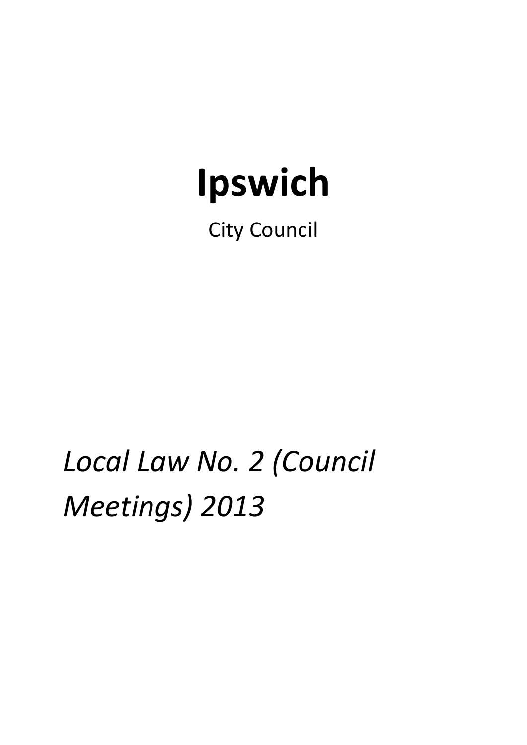# Ipswich

City Council

*Local Law No. 2 (Council Meetings) 2013*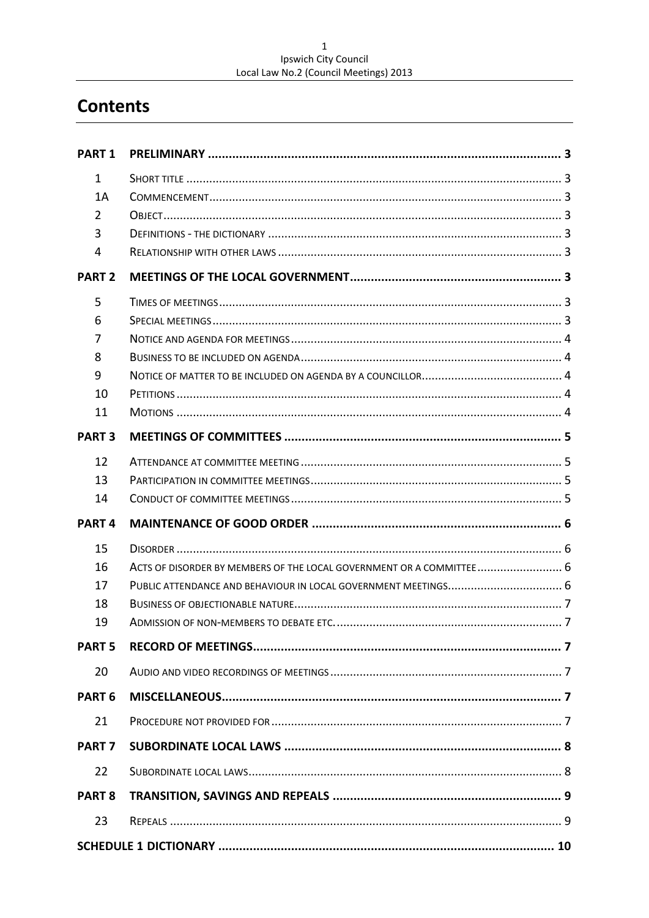# Contents

| | | |
|---|---|---|
| **PART 1** | **PRELIMINARY** | **3** |
| 1 | SHORT TITLE | 3 |
| 1A | COMMENCEMENT | 3 |
| 2 | OBJECT | 3 |
| 3 | DEFINITIONS - THE DICTIONARY | 3 |
| 4 | RELATIONSHIP WITH OTHER LAWS | 3 |
| **PART 2** | **MEETINGS OF THE LOCAL GOVERNMENT** | **3** |
| 5 | TIMES OF MEETINGS | 3 |
| 6 | SPECIAL MEETINGS | 3 |
| 7 | NOTICE AND AGENDA FOR MEETINGS | 4 |
| 8 | BUSINESS TO BE INCLUDED ON AGENDA | 4 |
| 9 | NOTICE OF MATTER TO BE INCLUDED ON AGENDA BY A COUNCILLOR | 4 |
| 10 | PETITIONS | 4 |
| 11 | MOTIONS | 4 |
| **PART 3** | **MEETINGS OF COMMITTEES** | **5** |
| 12 | ATTENDANCE AT COMMITTEE MEETING | 5 |
| 13 | PARTICIPATION IN COMMITTEE MEETINGS | 5 |
| 14 | CONDUCT OF COMMITTEE MEETINGS | 5 |
| **PART 4** | **MAINTENANCE OF GOOD ORDER** | **6** |
| 15 | DISORDER | 6 |
| 16 | ACTS OF DISORDER BY MEMBERS OF THE LOCAL GOVERNMENT OR A COMMITTEE | 6 |
| 17 | PUBLIC ATTENDANCE AND BEHAVIOUR IN LOCAL GOVERNMENT MEETINGS | 6 |
| 18 | BUSINESS OF OBJECTIONABLE NATURE | 7 |
| 19 | ADMISSION OF NON-MEMBERS TO DEBATE ETC. | 7 |
| **PART 5** | **RECORD OF MEETINGS** | **7** |
| 20 | AUDIO AND VIDEO RECORDINGS OF MEETINGS | 7 |
| **PART 6** | **MISCELLANEOUS** | **7** |
| 21 | PROCEDURE NOT PROVIDED FOR | 7 |
| **PART 7** | **SUBORDINATE LOCAL LAWS** | **8** |
| 22 | SUBORDINATE LOCAL LAWS | 8 |
| **PART 8** | **TRANSITION, SAVINGS AND REPEALS** | **9** |
| 23 | REPEALS | 9 |
| **SCHEDULE 1 DICTIONARY** | | **10** |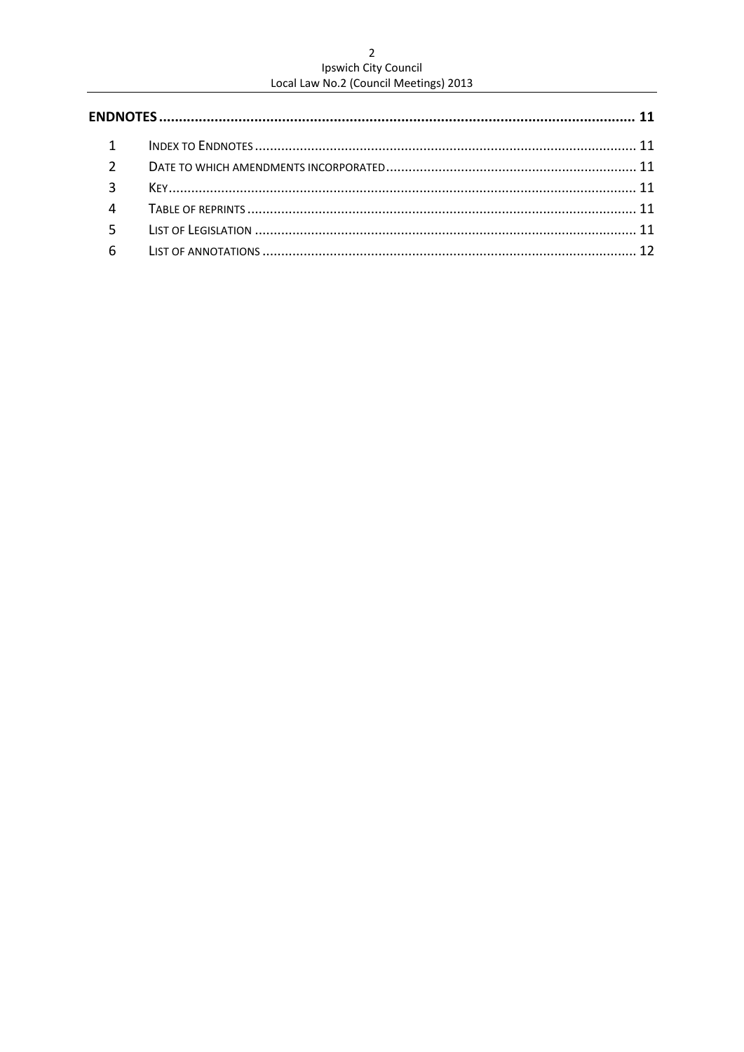**ENDNOTES** ........................................................................................................................ 11

1 INDEX TO ENDNOTES ..................................................................................................... 11
2 DATE TO WHICH AMENDMENTS INCORPORATED .................................................................. 11
3 KEY ............................................................................................................................ 11
4 TABLE OF REPRINTS ....................................................................................................... 11
5 LIST OF LEGISLATION ..................................................................................................... 11
6 LIST OF ANNOTATIONS ................................................................................................... 12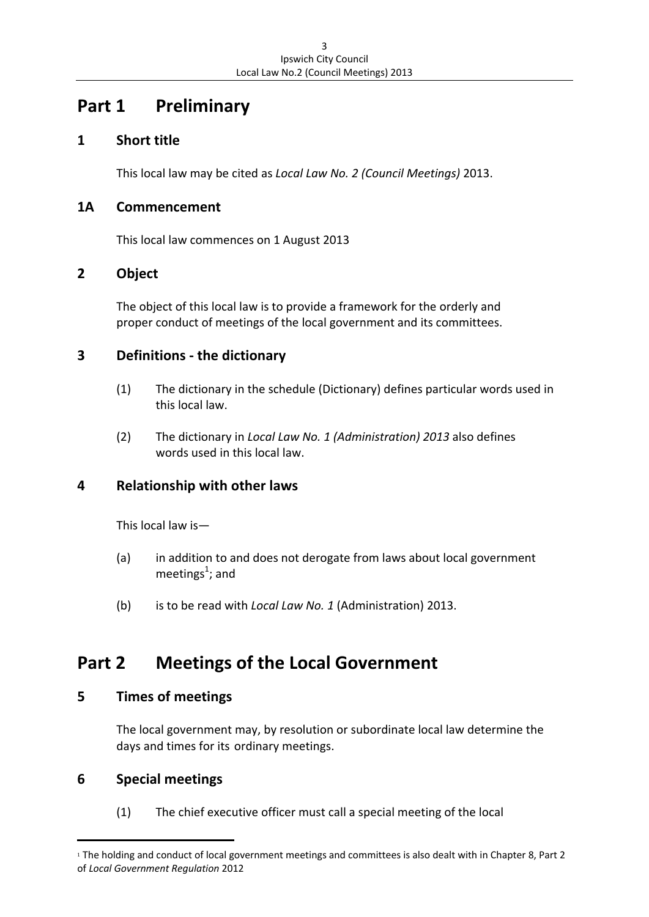# Part 1 Preliminary

## 1 Short title

This local law may be cited as *Local Law No. 2 (Council Meetings)* 2013.

## 1A Commencement

This local law commences on 1 August 2013

## 2 Object

The object of this local law is to provide a framework for the orderly and proper conduct of meetings of the local government and its committees.

## 3 Definitions - the dictionary

(1) The dictionary in the schedule (Dictionary) defines particular words used in this local law.

(2) The dictionary in *Local Law No. 1 (Administration) 2013* also defines words used in this local law.

## 4 Relationship with other laws

This local law is—

(a) in addition to and does not derogate from laws about local government meetings[1]; and

(b) is to be read with *Local Law No. 1* (Administration) 2013.

# Part 2 Meetings of the Local Government

## 5 Times of meetings

The local government may, by resolution or subordinate local law determine the days and times for its ordinary meetings.

## 6 Special meetings

(1) The chief executive officer must call a special meeting of the local

---

[1] The holding and conduct of local government meetings and committees is also dealt with in Chapter 8, Part 2 of *Local Government Regulation* 2012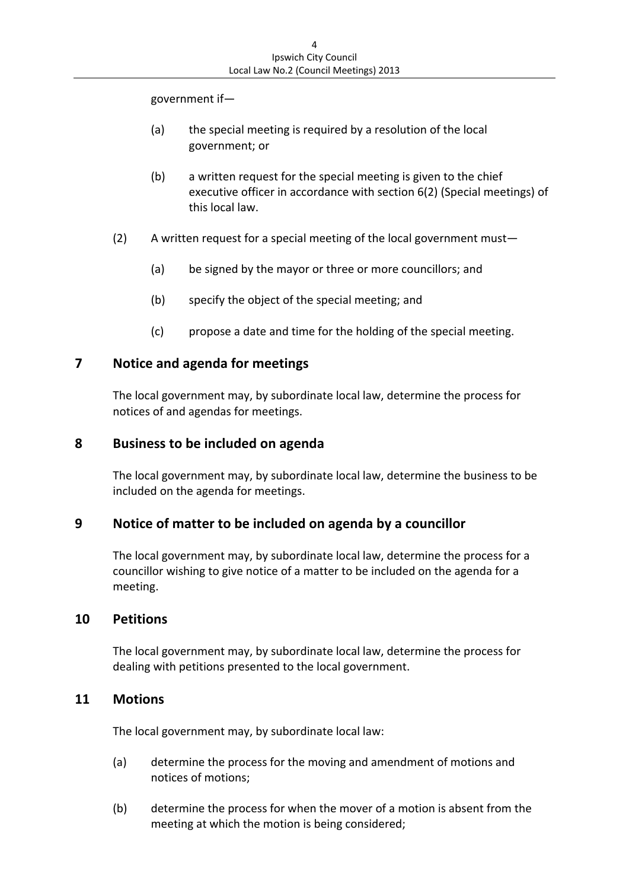government if—

(a) the special meeting is required by a resolution of the local government; or

(b) a written request for the special meeting is given to the chief executive officer in accordance with section 6(2) (Special meetings) of this local law.

(2) A written request for a special meeting of the local government must—

(a) be signed by the mayor or three or more councillors; and

(b) specify the object of the special meeting; and

(c) propose a date and time for the holding of the special meeting.

## 7 Notice and agenda for meetings

The local government may, by subordinate local law, determine the process for notices of and agendas for meetings.

## 8 Business to be included on agenda

The local government may, by subordinate local law, determine the business to be included on the agenda for meetings.

## 9 Notice of matter to be included on agenda by a councillor

The local government may, by subordinate local law, determine the process for a councillor wishing to give notice of a matter to be included on the agenda for a meeting.

## 10 Petitions

The local government may, by subordinate local law, determine the process for dealing with petitions presented to the local government.

## 11 Motions

The local government may, by subordinate local law:

(a) determine the process for the moving and amendment of motions and notices of motions;

(b) determine the process for when the mover of a motion is absent from the meeting at which the motion is being considered;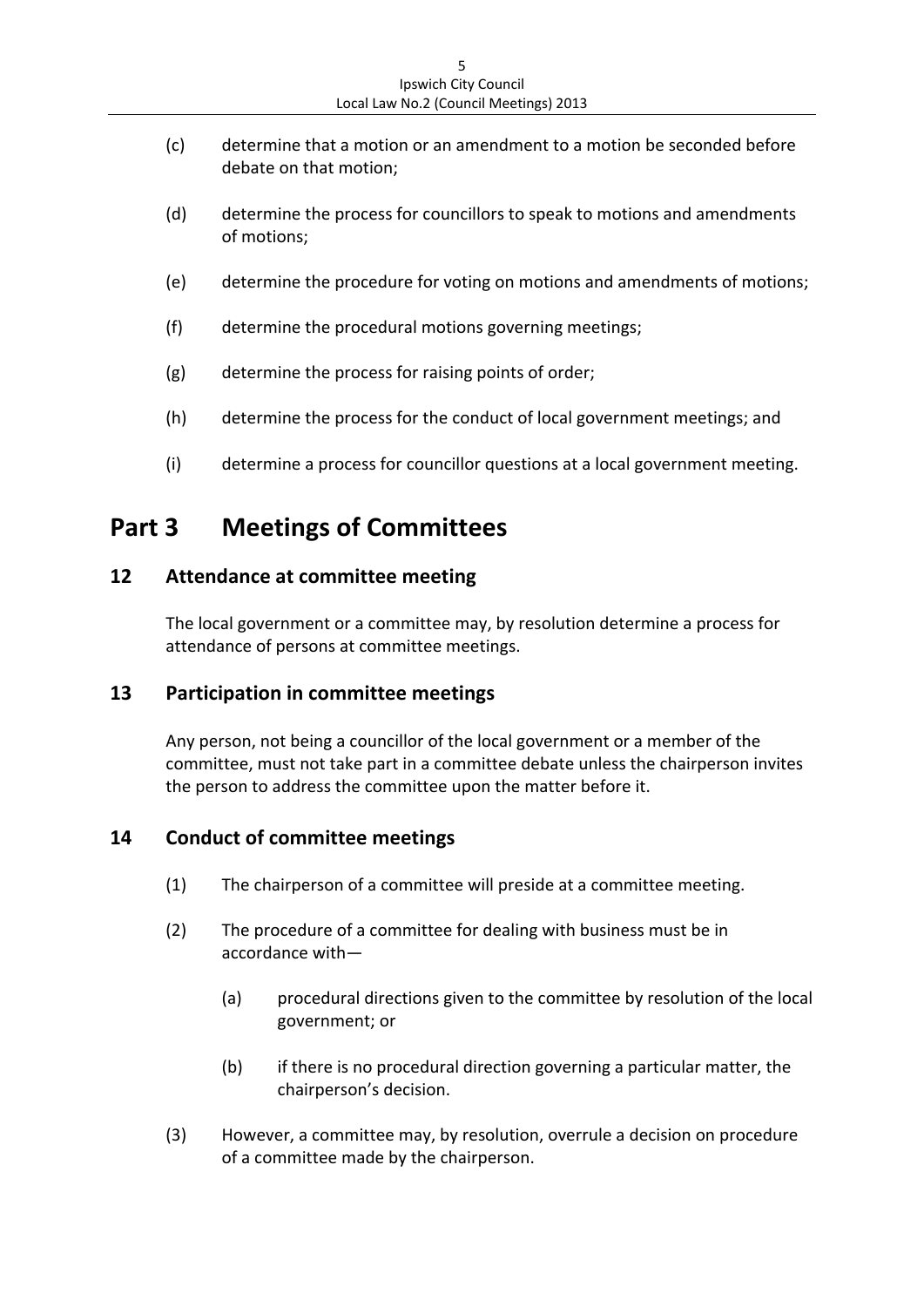(c) determine that a motion or an amendment to a motion be seconded before debate on that motion;

(d) determine the process for councillors to speak to motions and amendments of motions;

(e) determine the procedure for voting on motions and amendments of motions;

(f) determine the procedural motions governing meetings;

(g) determine the process for raising points of order;

(h) determine the process for the conduct of local government meetings; and

(i) determine a process for councillor questions at a local government meeting.

# Part 3 Meetings of Committees

## 12 Attendance at committee meeting

The local government or a committee may, by resolution determine a process for attendance of persons at committee meetings.

## 13 Participation in committee meetings

Any person, not being a councillor of the local government or a member of the committee, must not take part in a committee debate unless the chairperson invites the person to address the committee upon the matter before it.

## 14 Conduct of committee meetings

(1) The chairperson of a committee will preside at a committee meeting.

(2) The procedure of a committee for dealing with business must be in accordance with—

  (a) procedural directions given to the committee by resolution of the local government; or

  (b) if there is no procedural direction governing a particular matter, the chairperson's decision.

(3) However, a committee may, by resolution, overrule a decision on procedure of a committee made by the chairperson.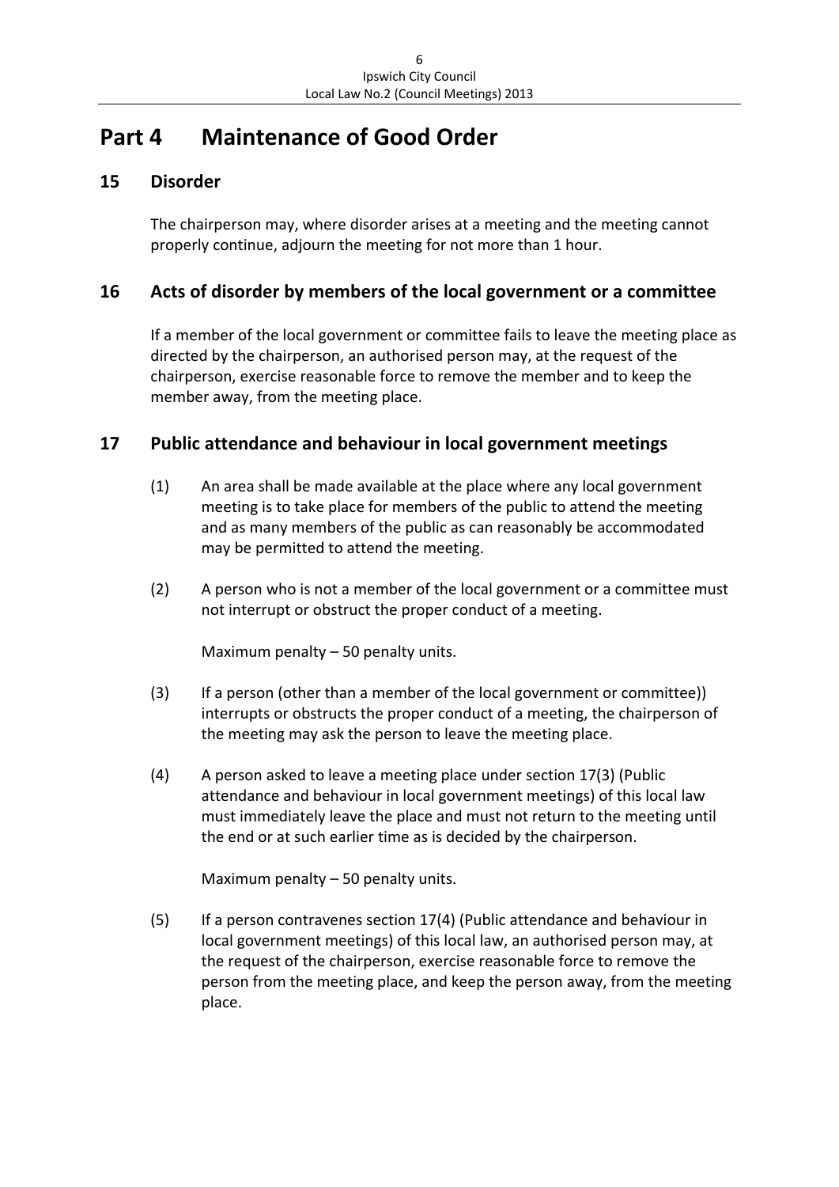# Part 4 Maintenance of Good Order

## 15 Disorder

The chairperson may, where disorder arises at a meeting and the meeting cannot properly continue, adjourn the meeting for not more than 1 hour.

## 16 Acts of disorder by members of the local government or a committee

If a member of the local government or committee fails to leave the meeting place as directed by the chairperson, an authorised person may, at the request of the chairperson, exercise reasonable force to remove the member and to keep the member away, from the meeting place.

## 17 Public attendance and behaviour in local government meetings

(1) An area shall be made available at the place where any local government meeting is to take place for members of the public to attend the meeting and as many members of the public as can reasonably be accommodated may be permitted to attend the meeting.

(2) A person who is not a member of the local government or a committee must not interrupt or obstruct the proper conduct of a meeting.

Maximum penalty – 50 penalty units.

(3) If a person (other than a member of the local government or committee)) interrupts or obstructs the proper conduct of a meeting, the chairperson of the meeting may ask the person to leave the meeting place.

(4) A person asked to leave a meeting place under section 17(3) (Public attendance and behaviour in local government meetings) of this local law must immediately leave the place and must not return to the meeting until the end or at such earlier time as is decided by the chairperson.

Maximum penalty – 50 penalty units.

(5) If a person contravenes section 17(4) (Public attendance and behaviour in local government meetings) of this local law, an authorised person may, at the request of the chairperson, exercise reasonable force to remove the person from the meeting place, and keep the person away, from the meeting place.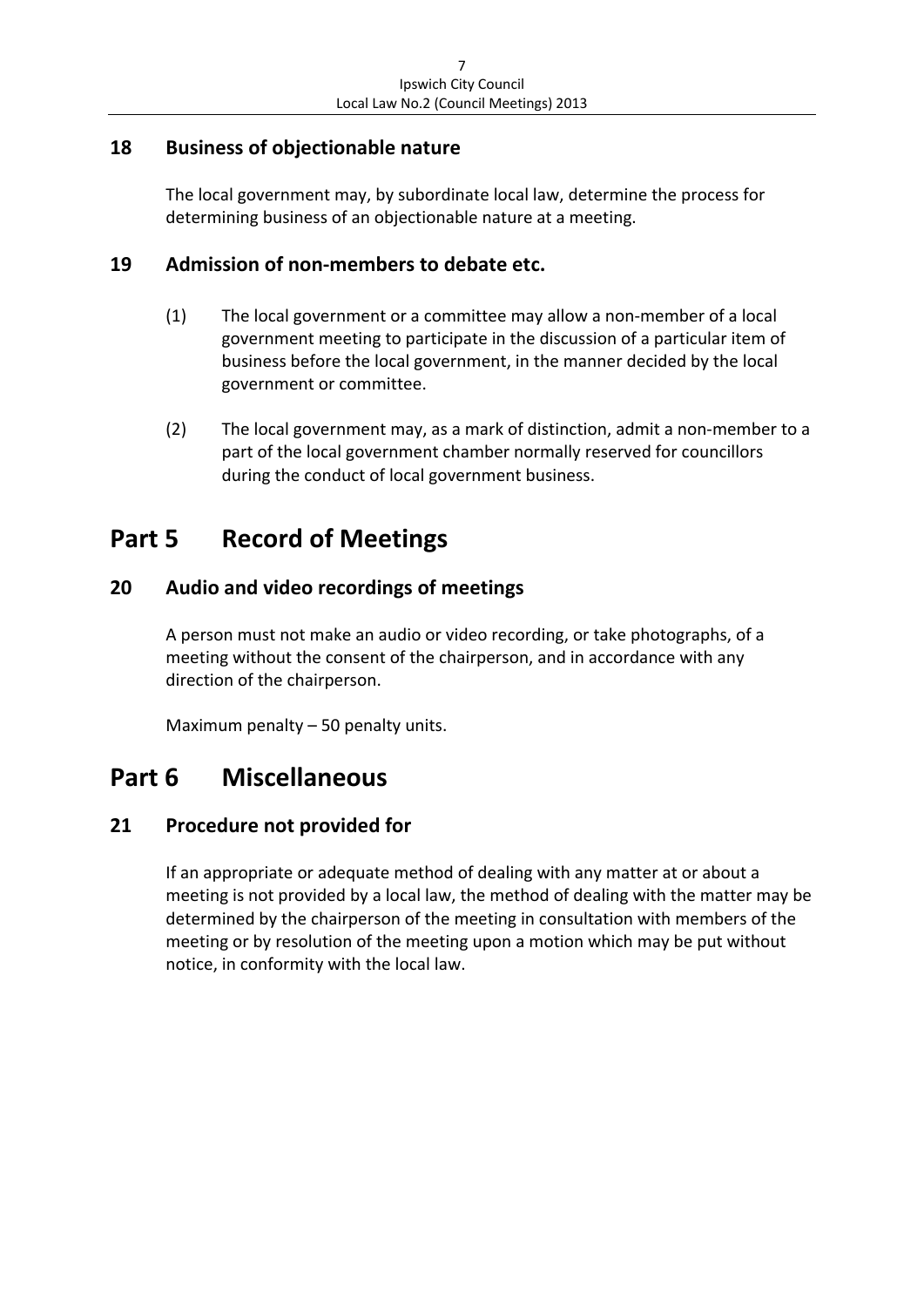### 18 Business of objectionable nature

The local government may, by subordinate local law, determine the process for determining business of an objectionable nature at a meeting.

### 19 Admission of non-members to debate etc.

(1) The local government or a committee may allow a non-member of a local government meeting to participate in the discussion of a particular item of business before the local government, in the manner decided by the local government or committee.

(2) The local government may, as a mark of distinction, admit a non-member to a part of the local government chamber normally reserved for councillors during the conduct of local government business.

## Part 5 Record of Meetings

### 20 Audio and video recordings of meetings

A person must not make an audio or video recording, or take photographs, of a meeting without the consent of the chairperson, and in accordance with any direction of the chairperson.

Maximum penalty – 50 penalty units.

## Part 6 Miscellaneous

### 21 Procedure not provided for

If an appropriate or adequate method of dealing with any matter at or about a meeting is not provided by a local law, the method of dealing with the matter may be determined by the chairperson of the meeting in consultation with members of the meeting or by resolution of the meeting upon a motion which may be put without notice, in conformity with the local law.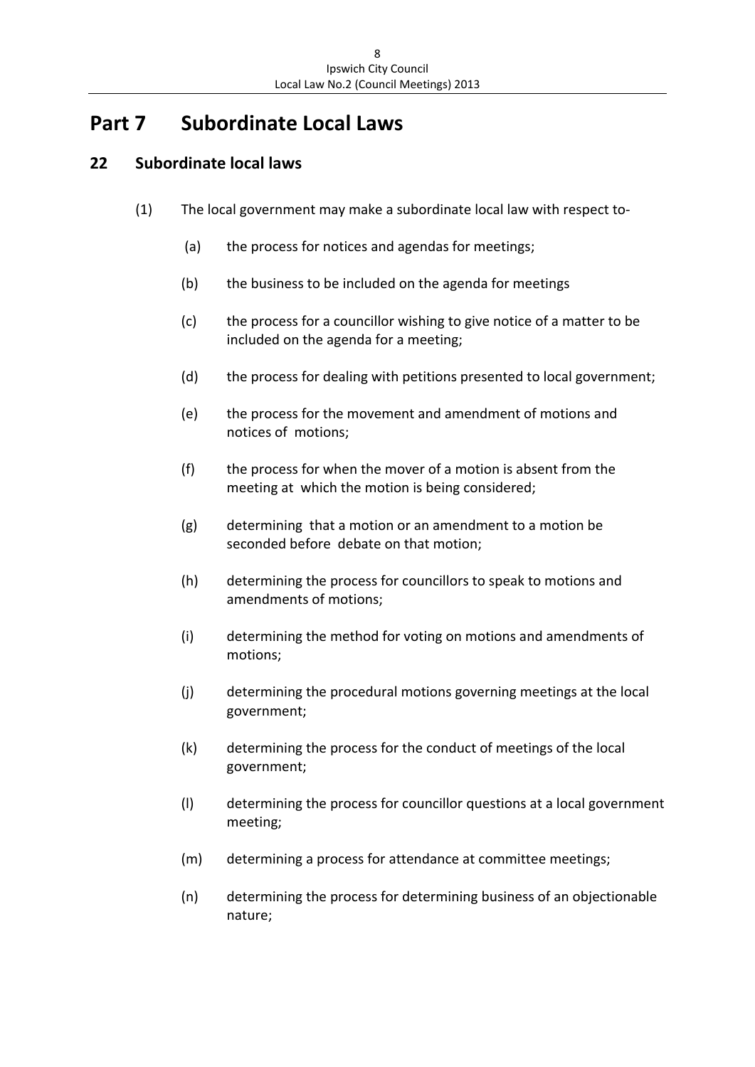# Part 7 Subordinate Local Laws

## 22 Subordinate local laws

(1) The local government may make a subordinate local law with respect to-

(a) the process for notices and agendas for meetings;

(b) the business to be included on the agenda for meetings

(c) the process for a councillor wishing to give notice of a matter to be included on the agenda for a meeting;

(d) the process for dealing with petitions presented to local government;

(e) the process for the movement and amendment of motions and notices of motions;

(f) the process for when the mover of a motion is absent from the meeting at which the motion is being considered;

(g) determining that a motion or an amendment to a motion be seconded before debate on that motion;

(h) determining the process for councillors to speak to motions and amendments of motions;

(i) determining the method for voting on motions and amendments of motions;

(j) determining the procedural motions governing meetings at the local government;

(k) determining the process for the conduct of meetings of the local government;

(l) determining the process for councillor questions at a local government meeting;

(m) determining a process for attendance at committee meetings;

(n) determining the process for determining business of an objectionable nature;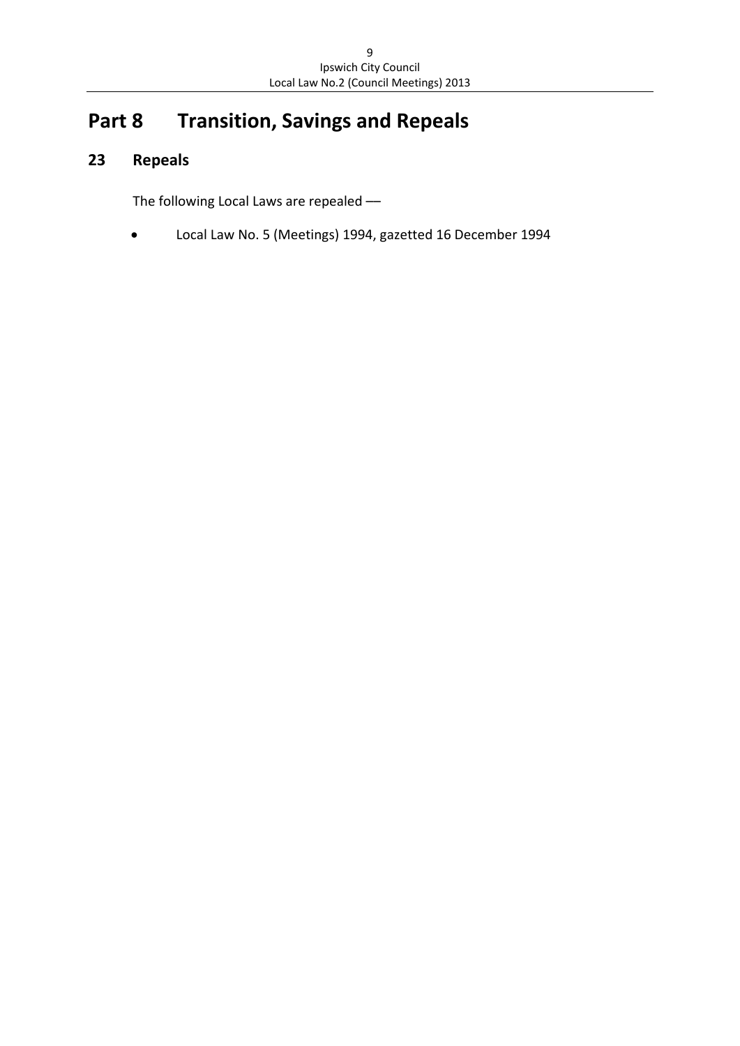# Part 8 Transition, Savings and Repeals

## 23 Repeals

The following Local Laws are repealed —

- Local Law No. 5 (Meetings) 1994, gazetted 16 December 1994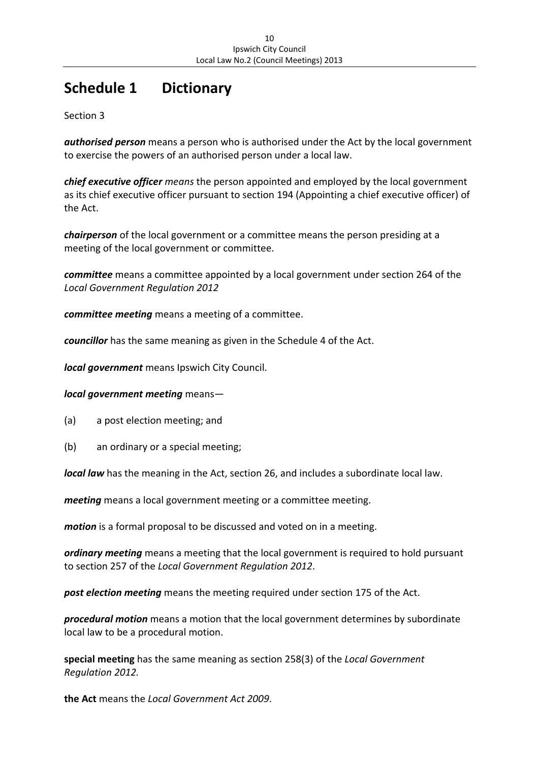# Schedule 1 Dictionary

Section 3

***authorised person*** means a person who is authorised under the Act by the local government to exercise the powers of an authorised person under a local law.

***chief executive officer*** *means* the person appointed and employed by the local government as its chief executive officer pursuant to section 194 (Appointing a chief executive officer) of the Act.

***chairperson*** of the local government or a committee means the person presiding at a meeting of the local government or committee.

***committee*** means a committee appointed by a local government under section 264 of the *Local Government Regulation 2012*

***committee meeting*** means a meeting of a committee.

***councillor*** has the same meaning as given in the Schedule 4 of the Act.

***local government*** means Ipswich City Council.

***local government meeting*** means—

(a) a post election meeting; and

(b) an ordinary or a special meeting;

***local law*** has the meaning in the Act, section 26, and includes a subordinate local law.

***meeting*** means a local government meeting or a committee meeting.

***motion*** is a formal proposal to be discussed and voted on in a meeting.

***ordinary meeting*** means a meeting that the local government is required to hold pursuant to section 257 of the *Local Government Regulation 2012*.

***post election meeting*** means the meeting required under section 175 of the Act.

***procedural motion*** means a motion that the local government determines by subordinate local law to be a procedural motion.

**special meeting** has the same meaning as section 258(3) of the *Local Government Regulation 2012.*

**the Act** means the *Local Government Act 2009*.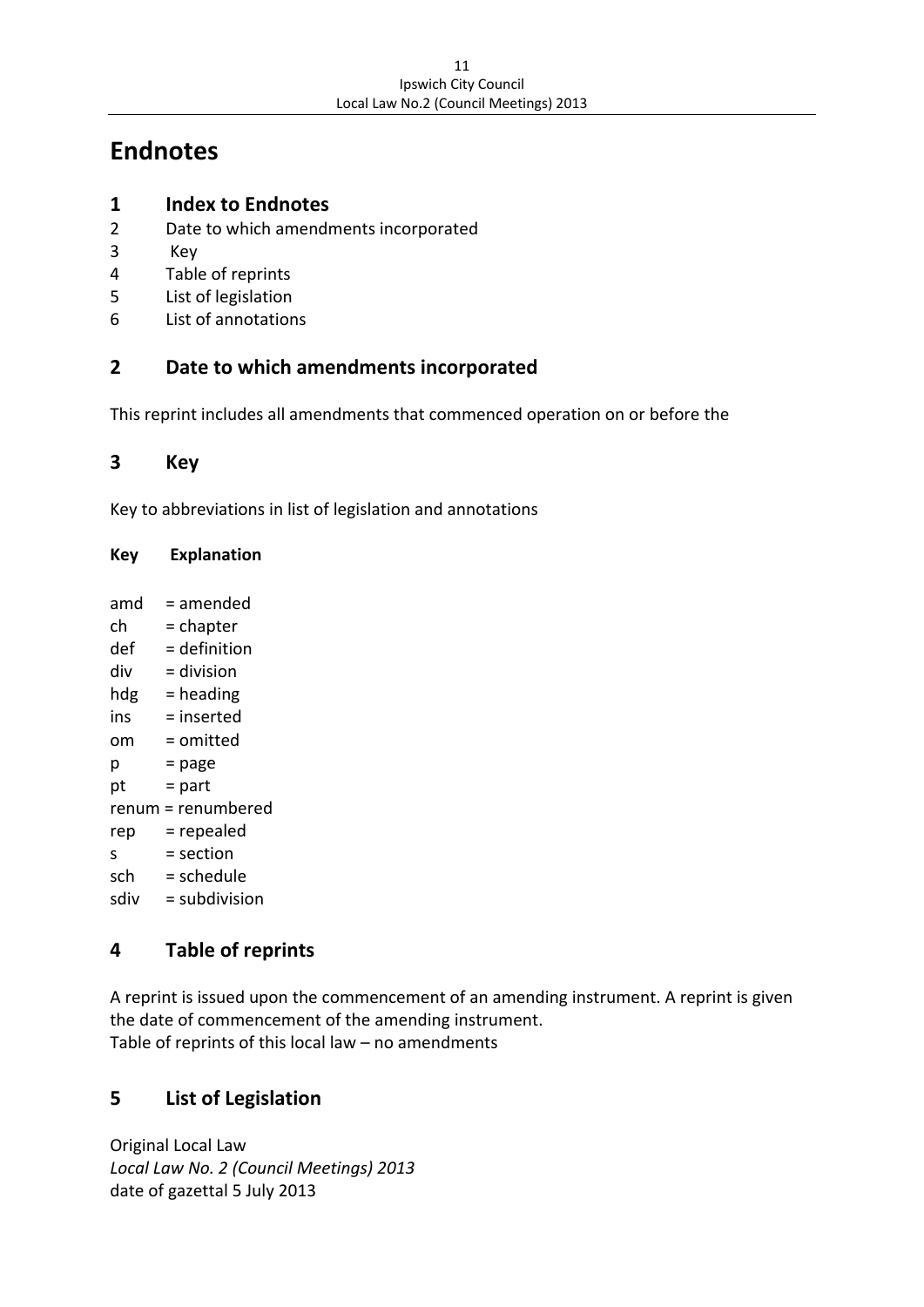# Endnotes

## 1 Index to Endnotes

2 Date to which amendments incorporated
3 Key
4 Table of reprints
5 List of legislation
6 List of annotations

## 2 Date to which amendments incorporated

This reprint includes all amendments that commenced operation on or before the

## 3 Key

Key to abbreviations in list of legislation and annotations

**Key Explanation**

amd = amended
ch = chapter
def = definition
div = division
hdg = heading
ins = inserted
om = omitted
p = page
pt = part
renum = renumbered
rep = repealed
s = section
sch = schedule
sdiv = subdivision

## 4 Table of reprints

A reprint is issued upon the commencement of an amending instrument. A reprint is given the date of commencement of the amending instrument.
Table of reprints of this local law – no amendments

## 5 List of Legislation

Original Local Law
*Local Law No. 2 (Council Meetings) 2013*
date of gazettal 5 July 2013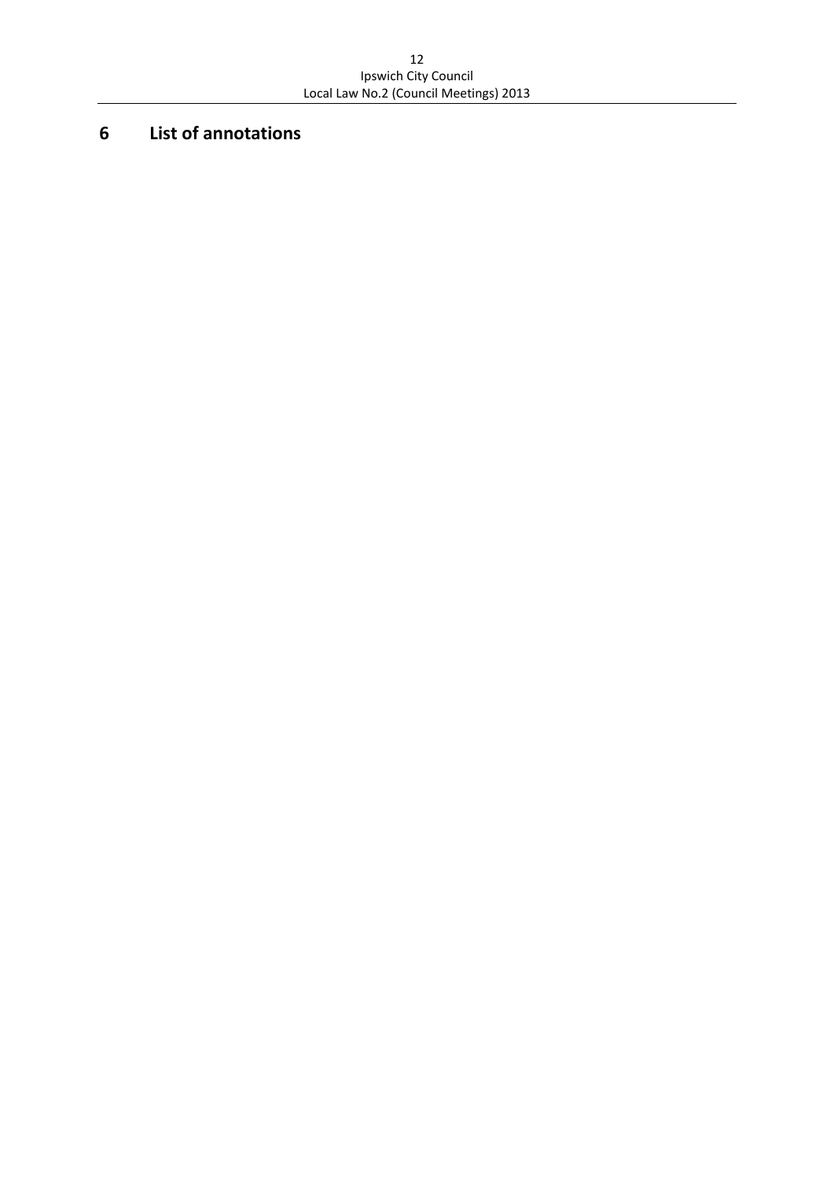# 6 List of annotations